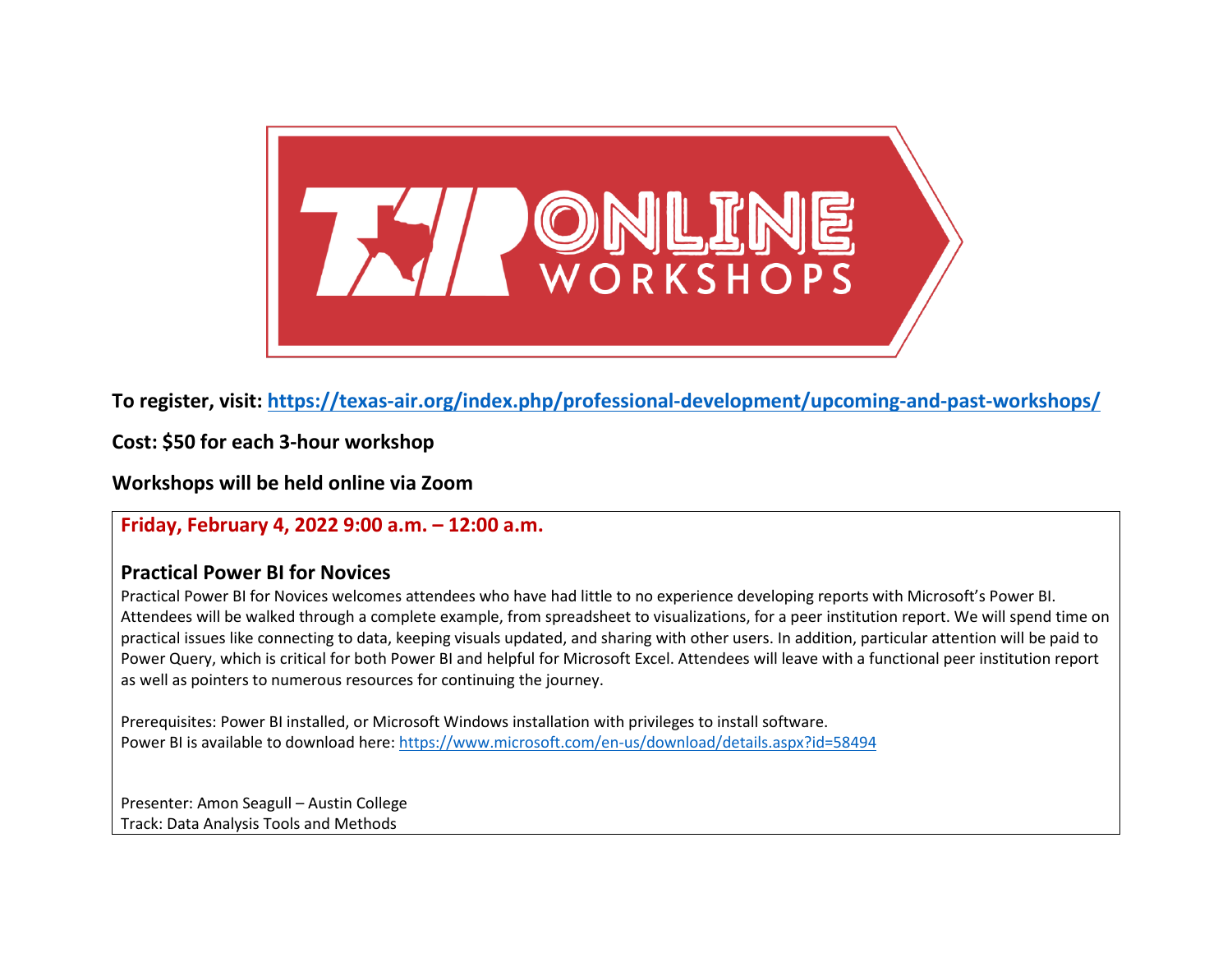To register, visit: **https://texas-air.org/index.php/professional-development/upcoming-and-past-workshops/**

**Cost: $50 for each 3-hour workshop**

**Workshops will be held online via Zoom**

**Friday, February 4, 2022 9:00 a.m. – 12:00 a.m.**

### Practical Power BI for Novices

Practical Power BI for Novices welcomes attendees who have had little to no experience developing reports with Microsoft's Power BI. Attendees will be walked through a complete example, from spreadsheet to visualizations, for a peer institution report. We will spend time on practical issues like connecting to data, keeping visuals updated, and sharing with other users. In addition, particular attention will be paid to Power Query, which is critical for both Power BI and helpful for Microsoft Excel. Attendees will leave with a functional peer institution report as well as pointers to numerous resources for continuing the journey.

Prerequisites: Power BI installed, or Microsoft Windows installation with privileges to install software.
Power BI is available to download here: https://www.microsoft.com/en-us/download/details.aspx?id=58494

Presenter: Amon Seagull – Austin College
Track: Data Analysis Tools and Methods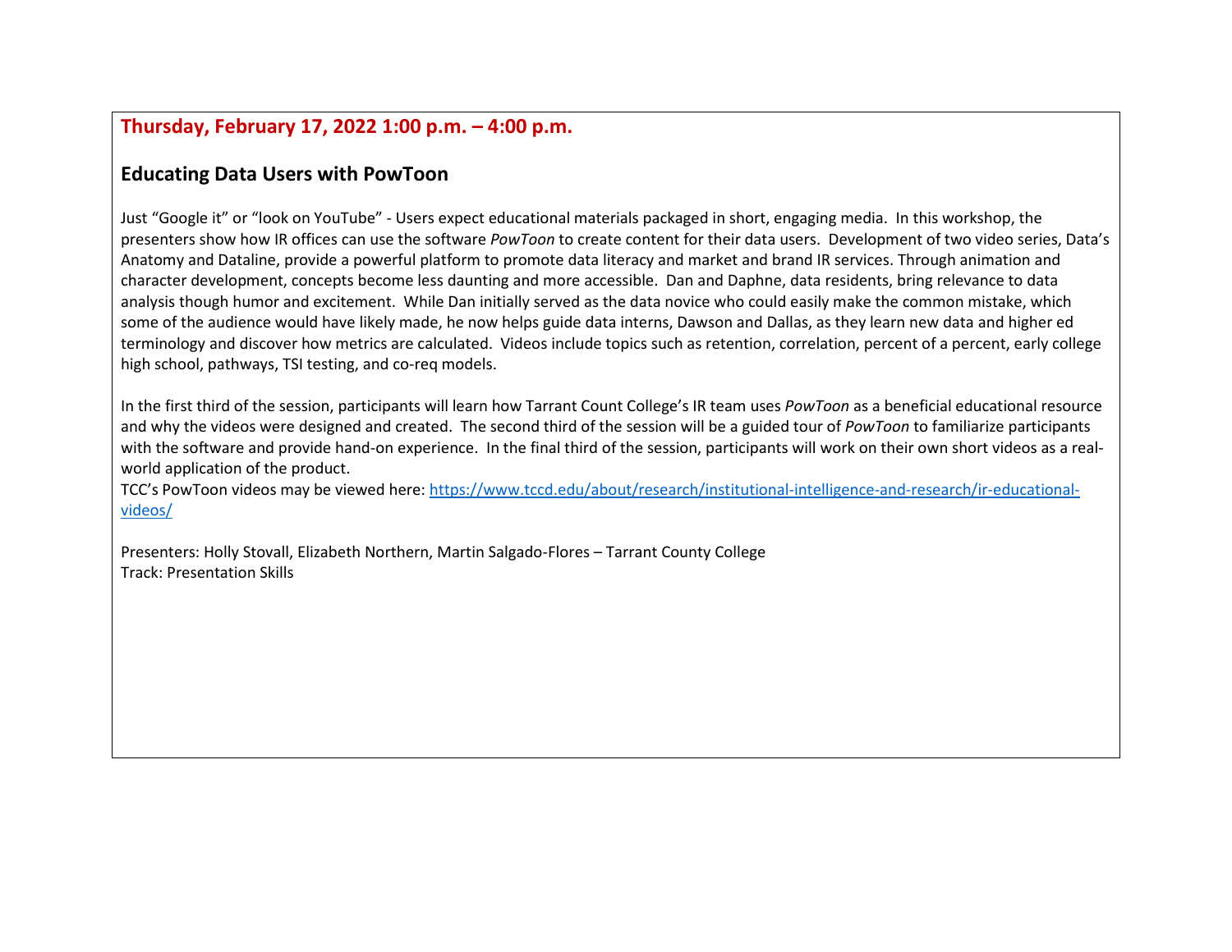**Thursday, February 17, 2022 1:00 p.m. – 4:00 p.m.**

## Educating Data Users with PowToon

Just "Google it" or "look on YouTube" - Users expect educational materials packaged in short, engaging media. In this workshop, the presenters show how IR offices can use the software *PowToon* to create content for their data users. Development of two video series, Data's Anatomy and Dataline, provide a powerful platform to promote data literacy and market and brand IR services. Through animation and character development, concepts become less daunting and more accessible. Dan and Daphne, data residents, bring relevance to data analysis though humor and excitement. While Dan initially served as the data novice who could easily make the common mistake, which some of the audience would have likely made, he now helps guide data interns, Dawson and Dallas, as they learn new data and higher ed terminology and discover how metrics are calculated. Videos include topics such as retention, correlation, percent of a percent, early college high school, pathways, TSI testing, and co-req models.

In the first third of the session, participants will learn how Tarrant Count College's IR team uses *PowToon* as a beneficial educational resource and why the videos were designed and created. The second third of the session will be a guided tour of *PowToon* to familiarize participants with the software and provide hand-on experience. In the final third of the session, participants will work on their own short videos as a real-world application of the product.
TCC's PowToon videos may be viewed here: [https://www.tccd.edu/about/research/institutional-intelligence-and-research/ir-educational-videos/](https://www.tccd.edu/about/research/institutional-intelligence-and-research/ir-educational-videos/)

Presenters: Holly Stovall, Elizabeth Northern, Martin Salgado-Flores – Tarrant County College
Track: Presentation Skills